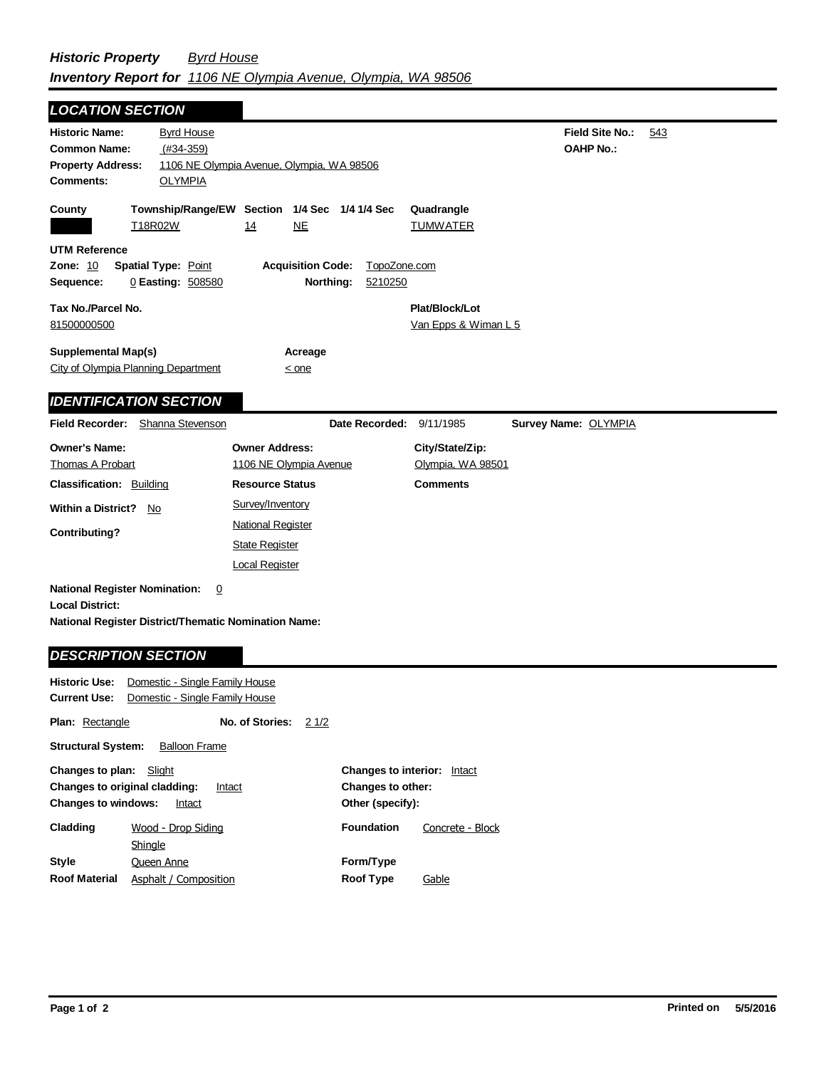***Historic Property*** *Byrd House*
***Inventory Report for*** *1106 NE Olympia Avenue, Olympia, WA 98506*

## LOCATION SECTION

**Historic Name:** Byrd House
**Common Name:** (#34-359)
**Property Address:** 1106 NE Olympia Avenue, Olympia, WA 98506
**Comments:** OLYMPIA

**Field Site No.:** 543
**OAHP No.:**

| County | Township/Range/EW | Section | 1/4 Sec | 1/4 1/4 Sec | Quadrangle |
|---|---|---|---|---|---|
| | T18R02W | 14 | NE | | TUMWATER |

**UTM Reference**
**Zone:** 10 **Spatial Type:** Point **Acquisition Code:** TopoZone.com
**Sequence:** 0 **Easting:** 508580 **Northing:** 5210250

**Tax No./Parcel No.**
81500000500

**Plat/Block/Lot**
Van Epps & Wiman L 5

**Supplemental Map(s)**
City of Olympia Planning Department

**Acreage**
< one

## IDENTIFICATION SECTION

**Field Recorder:** Shanna Stevenson **Date Recorded:** 9/11/1985 **Survey Name:** OLYMPIA

| Owner's Name: | Owner Address: | City/State/Zip: |
|---|---|---|
| Thomas A Probart | 1106 NE Olympia Avenue | Olympia, WA 98501 |

**Classification:** Building
**Within a District?** No
**Contributing?**

**Resource Status**
Survey/Inventory
National Register
State Register
Local Register

**Comments**

**National Register Nomination:** 0
**Local District:**
**National Register District/Thematic Nomination Name:**

## DESCRIPTION SECTION

**Historic Use:** Domestic - Single Family House
**Current Use:** Domestic - Single Family House

**Plan:** Rectangle **No. of Stories:** 2 1/2

**Structural System:** Balloon Frame

**Changes to plan:** Slight
**Changes to original cladding:** Intact
**Changes to windows:** Intact
**Changes to interior:** Intact
**Changes to other:**
**Other (specify):**

**Cladding:** Wood - Drop Siding; Shingle
**Foundation:** Concrete - Block
**Style:** Queen Anne
**Form/Type:**
**Roof Material:** Asphalt / Composition
**Roof Type:** Gable

Printed on 5/5/2016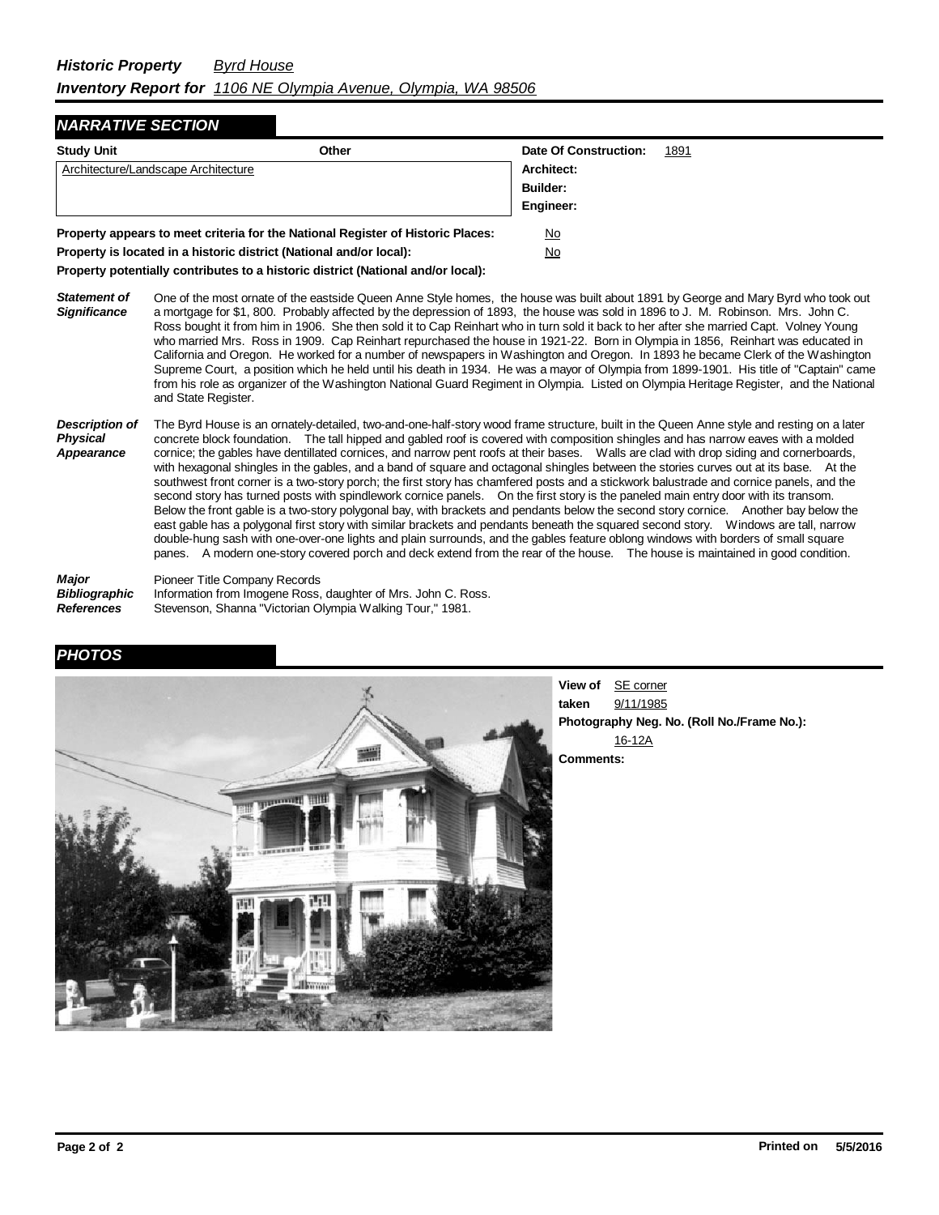***Historic Property*** *Byrd House*
***Inventory Report for*** *1106 NE Olympia Avenue, Olympia, WA 98506*

## *NARRATIVE SECTION*

| Study Unit | Other | | |
|---|---|---|---|
| Architecture/Landscape Architecture | | Date Of Construction: | 1891 |
| | | Architect: | |
| | | Builder: | |
| | | Engineer: | |

**Property appears to meet criteria for the National Register of Historic Places:** No

**Property is located in a historic district (National and/or local):** No

**Property potentially contributes to a historic district (National and/or local):**

***Statement of Significance***

One of the most ornate of the eastside Queen Anne Style homes, the house was built about 1891 by George and Mary Byrd who took out a mortgage for $1, 800. Probably affected by the depression of 1893, the house was sold in 1896 to J. M. Robinson. Mrs. John C. Ross bought it from him in 1906. She then sold it to Cap Reinhart who in turn sold it back to her after she married Capt. Volney Young who married Mrs. Ross in 1909. Cap Reinhart repurchased the house in 1921-22. Born in Olympia in 1856, Reinhart was educated in California and Oregon. He worked for a number of newspapers in Washington and Oregon. In 1893 he became Clerk of the Washington Supreme Court, a position which he held until his death in 1934. He was a mayor of Olympia from 1899-1901. His title of "Captain" came from his role as organizer of the Washington National Guard Regiment in Olympia. Listed on Olympia Heritage Register, and the National and State Register.

***Description of Physical Appearance***

The Byrd House is an ornately-detailed, two-and-one-half-story wood frame structure, built in the Queen Anne style and resting on a later concrete block foundation. The tall hipped and gabled roof is covered with composition shingles and has narrow eaves with a molded cornice; the gables have dentillated cornices, and narrow pent roofs at their bases. Walls are clad with drop siding and cornerboards, with hexagonal shingles in the gables, and a band of square and octagonal shingles between the stories curves out at its base. At the southwest front corner is a two-story porch; the first story has chamfered posts and a stickwork balustrade and cornice panels, and the second story has turned posts with spindlework cornice panels. On the first story is the paneled main entry door with its transom. Below the front gable is a two-story polygonal bay, with brackets and pendants below the second story cornice. Another bay below the east gable has a polygonal first story with similar brackets and pendants beneath the squared second story. Windows are tall, narrow double-hung sash with one-over-one lights and plain surrounds, and the gables feature oblong windows with borders of small square panes. A modern one-story covered porch and deck extend from the rear of the house. The house is maintained in good condition.

***Major Bibliographic References***

Pioneer Title Company Records
Information from Imogene Ross, daughter of Mrs. John C. Ross.
Stevenson, Shanna "Victorian Olympia Walking Tour," 1981.

## *PHOTOS*

**View of** SE corner
**taken** 9/11/1985
**Photography Neg. No. (Roll No./Frame No.):** 16-12A
**Comments:**